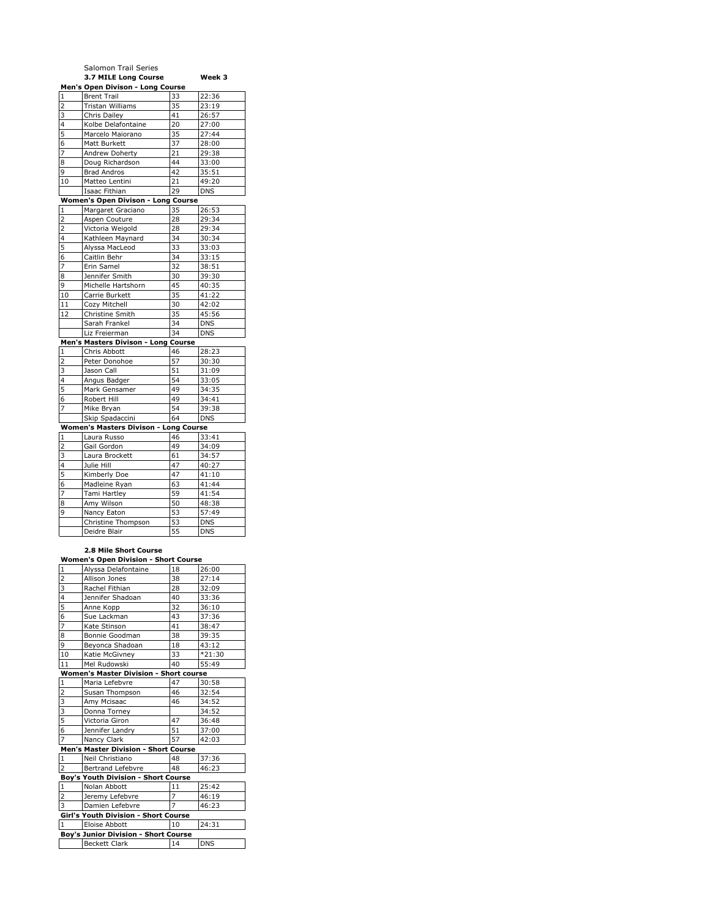Salomon Trail Series

**3.7 MILE Long Course** **Week 3**

**Men's Open Divison - Long Course**

| | | | |
|---|---|---|---|
| 1 | Brent Trail | 33 | 22:36 |
| 2 | Tristan Williams | 35 | 23:19 |
| 3 | Chris Dailey | 41 | 26:57 |
| 4 | Kolbe Delafontaine | 20 | 27:00 |
| 5 | Marcelo Maiorano | 35 | 27:44 |
| 6 | Matt Burkett | 37 | 28:00 |
| 7 | Andrew Doherty | 21 | 29:38 |
| 8 | Doug Richardson | 44 | 33:00 |
| 9 | Brad Andros | 42 | 35:51 |
| 10 | Matteo Lentini | 21 | 49:20 |
| | Isaac Fithian | 29 | DNS |

**Women's Open Divison - Long Course**

| | | | |
|---|---|---|---|
| 1 | Margaret Graciano | 35 | 26:53 |
| 2 | Aspen Couture | 28 | 29:34 |
| 2 | Victoria Weigold | 28 | 29:34 |
| 4 | Kathleen Maynard | 34 | 30:34 |
| 5 | Alyssa MacLeod | 33 | 33:03 |
| 6 | Caitlin Behr | 34 | 33:15 |
| 7 | Erin Samel | 32 | 38:51 |
| 8 | Jennifer Smith | 30 | 39:30 |
| 9 | Michelle Hartshorn | 45 | 40:35 |
| 10 | Carrie Burkett | 35 | 41:22 |
| 11 | Cozy Mitchell | 30 | 42:02 |
| 12 | Christine Smith | 35 | 45:56 |
| | Sarah Frankel | 34 | DNS |
| | Liz Freierman | 34 | DNS |

**Men's Masters Divison - Long Course**

| | | | |
|---|---|---|---|
| 1 | Chris Abbott | 46 | 28:23 |
| 2 | Peter Donohoe | 57 | 30:30 |
| 3 | Jason Call | 51 | 31:09 |
| 4 | Angus Badger | 54 | 33:05 |
| 5 | Mark Gensamer | 49 | 34:35 |
| 6 | Robert Hill | 49 | 34:41 |
| 7 | Mike Bryan | 54 | 39:38 |
| | Skip Spadaccini | 64 | DNS |

**Women's Masters Divison - Long Course**

| | | | |
|---|---|---|---|
| 1 | Laura Russo | 46 | 33:41 |
| 2 | Gail Gordon | 49 | 34:09 |
| 3 | Laura Brockett | 61 | 34:57 |
| 4 | Julie Hill | 47 | 40:27 |
| 5 | Kimberly Doe | 47 | 41:10 |
| 6 | Madleine Ryan | 63 | 41:44 |
| 7 | Tami Hartley | 59 | 41:54 |
| 8 | Amy Wilson | 50 | 48:38 |
| 9 | Nancy Eaton | 53 | 57:49 |
| | Christine Thompson | 53 | DNS |
| | Deidre Blair | 55 | DNS |

**2.8 Mile Short Course**

**Women's Open Division - Short Course**

| | | | |
|---|---|---|---|
| 1 | Alyssa Delafontaine | 18 | 26:00 |
| 2 | Allison Jones | 38 | 27:14 |
| 3 | Rachel Fithian | 28 | 32:09 |
| 4 | Jennifer Shadoan | 40 | 33:36 |
| 5 | Anne Kopp | 32 | 36:10 |
| 6 | Sue Lackman | 43 | 37:36 |
| 7 | Kate Stinson | 41 | 38:47 |
| 8 | Bonnie Goodman | 38 | 39:35 |
| 9 | Beyonca Shadoan | 18 | 43:12 |
| 10 | Katie McGivney | 33 | *21:30 |
| 11 | Mel Rudowski | 40 | 55:49 |

**Women's Master Division - Short course**

| | | | |
|---|---|---|---|
| 1 | Maria Lefebvre | 47 | 30:58 |
| 2 | Susan Thompson | 46 | 32:54 |
| 3 | Amy Mcisaac | 46 | 34:52 |
| 3 | Donna Torney | | 34:52 |
| 5 | Victoria Giron | 47 | 36:48 |
| 6 | Jennifer Landry | 51 | 37:00 |
| 7 | Nancy Clark | 57 | 42:03 |

**Men's Master Division - Short Course**

| | | | |
|---|---|---|---|
| 1 | Neil Christiano | 48 | 37:36 |
| 2 | Bertrand Lefebvre | 48 | 46:23 |

**Boy's Youth Division - Short Course**

| | | | |
|---|---|---|---|
| 1 | Nolan Abbott | 11 | 25:42 |
| 2 | Jeremy Lefebvre | 7 | 46:19 |
| 3 | Damien Lefebvre | 7 | 46:23 |

**Girl's Youth Division - Short Course**

| | | | |
|---|---|---|---|
| 1 | Eloise Abbott | 10 | 24:31 |

**Boy's Junior Division - Short Course**

| | | | |
|---|---|---|---|
| | Beckett Clark | 14 | DNS |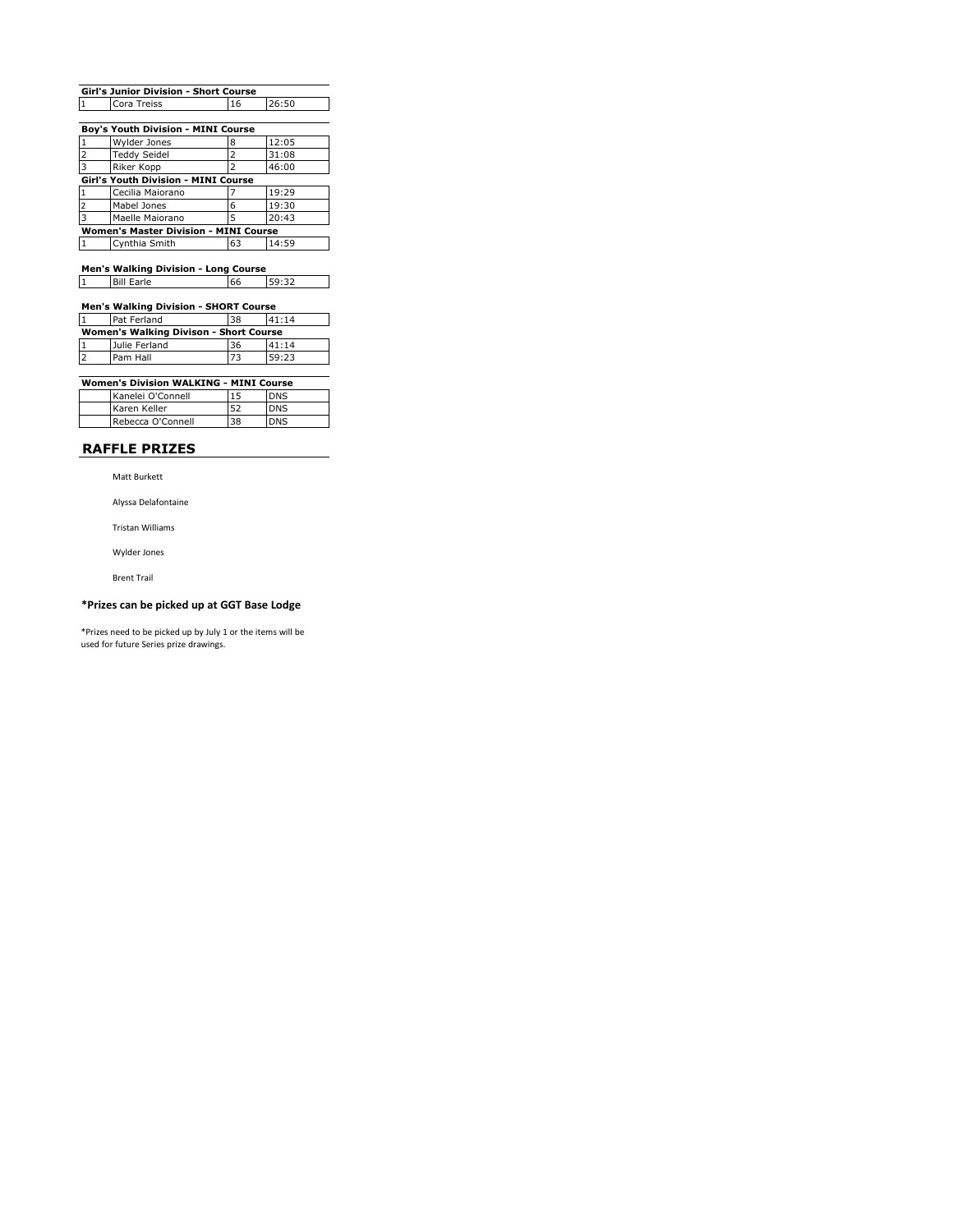**Girl's Junior Division - Short Course**

| | | | |
|---|---|---|---|
| 1 | Cora Treiss | 16 | 26:50 |

**Boy's Youth Division - MINI Course**

| | | | |
|---|---|---|---|
| 1 | Wylder Jones | 8 | 12:05 |
| 2 | Teddy Seidel | 2 | 31:08 |
| 3 | Riker Kopp | 2 | 46:00 |

**Girl's Youth Division - MINI Course**

| | | | |
|---|---|---|---|
| 1 | Cecilia Maiorano | 7 | 19:29 |
| 2 | Mabel Jones | 6 | 19:30 |
| 3 | Maelle Maiorano | 5 | 20:43 |

**Women's Master Division - MINI Course**

| | | | |
|---|---|---|---|
| 1 | Cynthia Smith | 63 | 14:59 |

**Men's Walking Division - Long Course**

| | | | |
|---|---|---|---|
| 1 | Bill Earle | 66 | 59:32 |

**Men's Walking Division - SHORT Course**

| | | | |
|---|---|---|---|
| 1 | Pat Ferland | 38 | 41:14 |

**Women's Walking Divison - Short Course**

| | | | |
|---|---|---|---|
| 1 | Julie Ferland | 36 | 41:14 |
| 2 | Pam Hall | 73 | 59:23 |

**Women's Division WALKING - MINI Course**

| | | | |
|---|---|---|---|
| | Kanelei O'Connell | 15 | DNS |
| | Karen Keller | 52 | DNS |
| | Rebecca O'Connell | 38 | DNS |

## RAFFLE PRIZES

Matt Burkett

Alyssa Delafontaine

Tristan Williams

Wylder Jones

Brent Trail

**\*Prizes can be picked up at GGT Base Lodge**

\*Prizes need to be picked up by July 1 or the items will be used for future Series prize drawings.